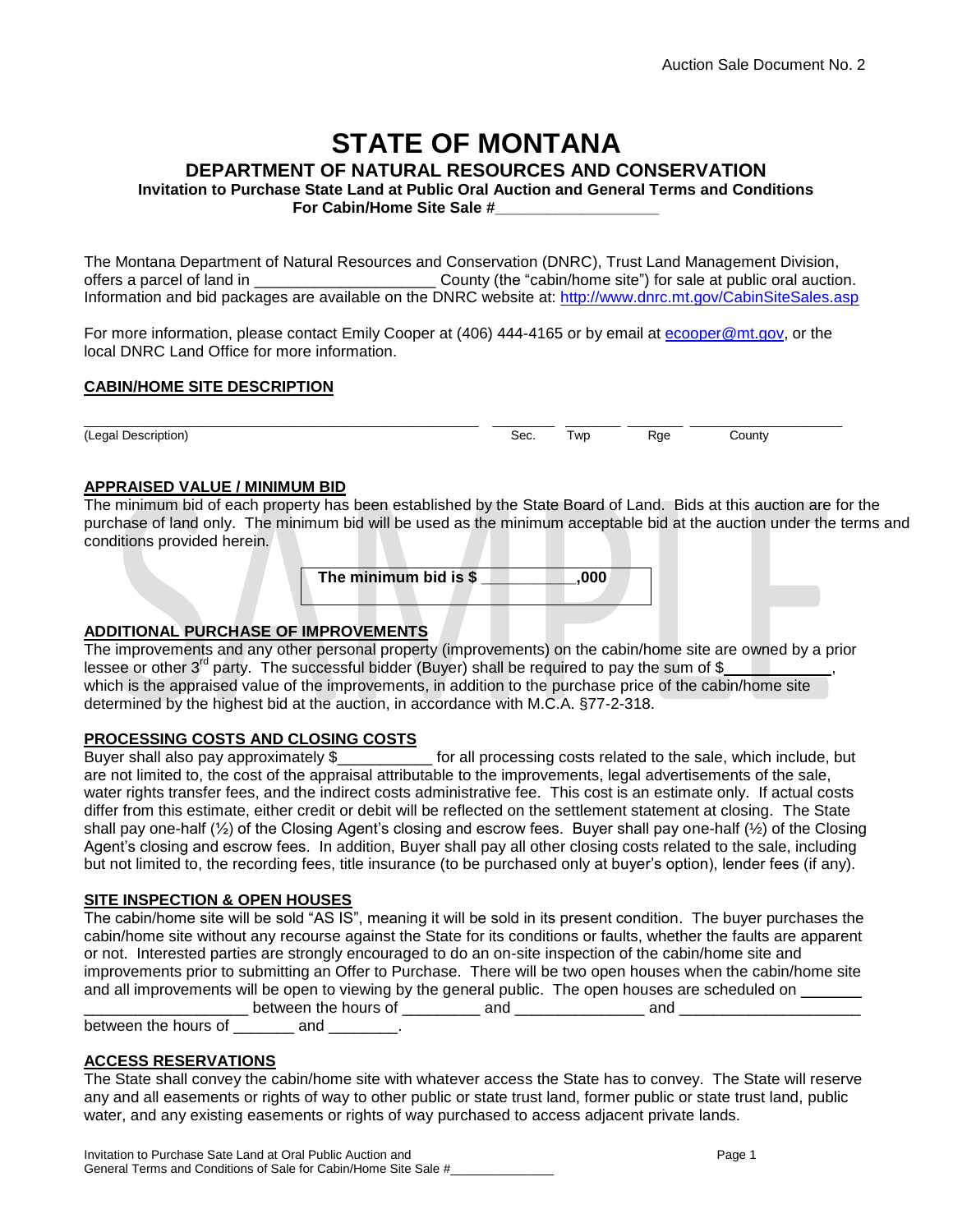Auction Sale Document No. 2

# STATE OF MONTANA

## DEPARTMENT OF NATURAL RESOURCES AND CONSERVATION

### Invitation to Purchase State Land at Public Oral Auction and General Terms and Conditions For Cabin/Home Site Sale #__________________

The Montana Department of Natural Resources and Conservation (DNRC), Trust Land Management Division, offers a parcel of land in _____________________ County (the "cabin/home site") for sale at public oral auction. Information and bid packages are available on the DNRC website at: http://www.dnrc.mt.gov/CabinSiteSales.asp

For more information, please contact Emily Cooper at (406) 444-4165 or by email at ecooper@mt.gov, or the local DNRC Land Office for more information.

**CABIN/HOME SITE DESCRIPTION**

| (Legal Description) | Sec. | Twp | Rge | County |
|---|---|---|---|---|
| | | | | |

**APPRAISED VALUE / MINIMUM BID**

The minimum bid of each property has been established by the State Board of Land. Bids at this auction are for the purchase of land only. The minimum bid will be used as the minimum acceptable bid at the auction under the terms and conditions provided herein.

**The minimum bid is $ __________,000**

**ADDITIONAL PURCHASE OF IMPROVEMENTS**

The improvements and any other personal property (improvements) on the cabin/home site are owned by a prior lessee or other 3rd party. The successful bidder (Buyer) shall be required to pay the sum of $____________, which is the appraised value of the improvements, in addition to the purchase price of the cabin/home site determined by the highest bid at the auction, in accordance with M.C.A. §77-2-318.

**PROCESSING COSTS AND CLOSING COSTS**

Buyer shall also pay approximately $___________ for all processing costs related to the sale, which include, but are not limited to, the cost of the appraisal attributable to the improvements, legal advertisements of the sale, water rights transfer fees, and the indirect costs administrative fee. This cost is an estimate only. If actual costs differ from this estimate, either credit or debit will be reflected on the settlement statement at closing. The State shall pay one-half (½) of the Closing Agent's closing and escrow fees. Buyer shall pay one-half (½) of the Closing Agent's closing and escrow fees. In addition, Buyer shall pay all other closing costs related to the sale, including but not limited to, the recording fees, title insurance (to be purchased only at buyer's option), lender fees (if any).

**SITE INSPECTION & OPEN HOUSES**

The cabin/home site will be sold "AS IS", meaning it will be sold in its present condition. The buyer purchases the cabin/home site without any recourse against the State for its conditions or faults, whether the faults are apparent or not. Interested parties are strongly encouraged to do an on-site inspection of the cabin/home site and improvements prior to submitting an Offer to Purchase. There will be two open houses when the cabin/home site and all improvements will be open to viewing by the general public. The open houses are scheduled on __________________________ between the hours of _________ and _______________ and _____________________ between the hours of _______ and ________.

**ACCESS RESERVATIONS**

The State shall convey the cabin/home site with whatever access the State has to convey. The State will reserve any and all easements or rights of way to other public or state trust land, former public or state trust land, public water, and any existing easements or rights of way purchased to access adjacent private lands.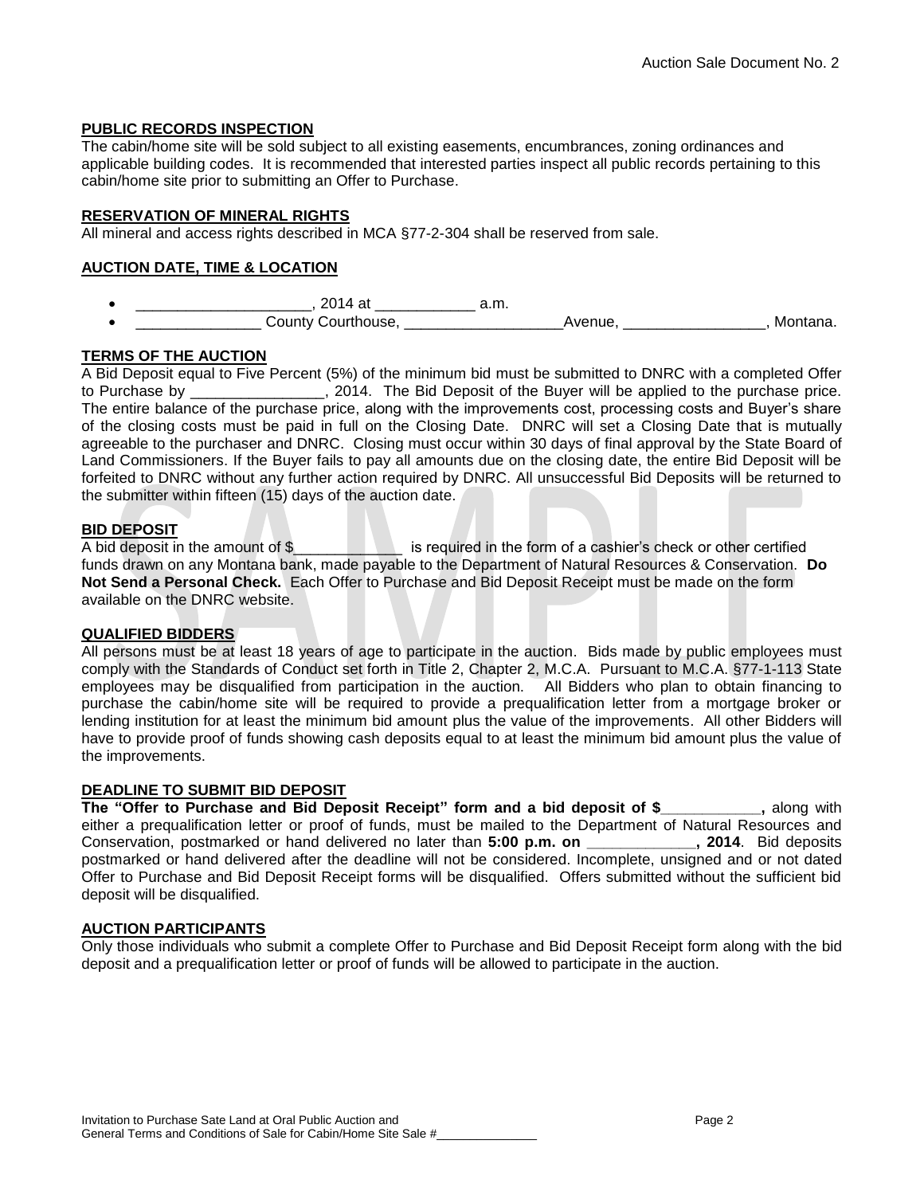## PUBLIC RECORDS INSPECTION

The cabin/home site will be sold subject to all existing easements, encumbrances, zoning ordinances and applicable building codes. It is recommended that interested parties inspect all public records pertaining to this cabin/home site prior to submitting an Offer to Purchase.

## RESERVATION OF MINERAL RIGHTS

All mineral and access rights described in MCA §77-2-304 shall be reserved from sale.

## AUCTION DATE, TIME & LOCATION

- ____________________, 2014 at ____________ a.m.
- ______________ County Courthouse, __________________Avenue, ________________, Montana.

## TERMS OF THE AUCTION

A Bid Deposit equal to Five Percent (5%) of the minimum bid must be submitted to DNRC with a completed Offer to Purchase by _______________, 2014. The Bid Deposit of the Buyer will be applied to the purchase price. The entire balance of the purchase price, along with the improvements cost, processing costs and Buyer's share of the closing costs must be paid in full on the Closing Date. DNRC will set a Closing Date that is mutually agreeable to the purchaser and DNRC. Closing must occur within 30 days of final approval by the State Board of Land Commissioners. If the Buyer fails to pay all amounts due on the closing date, the entire Bid Deposit will be forfeited to DNRC without any further action required by DNRC. All unsuccessful Bid Deposits will be returned to the submitter within fifteen (15) days of the auction date.

## BID DEPOSIT

A bid deposit in the amount of $____________ is required in the form of a cashier's check or other certified funds drawn on any Montana bank, made payable to the Department of Natural Resources & Conservation. **Do Not Send a Personal Check.** Each Offer to Purchase and Bid Deposit Receipt must be made on the form available on the DNRC website.

## QUALIFIED BIDDERS

All persons must be at least 18 years of age to participate in the auction. Bids made by public employees must comply with the Standards of Conduct set forth in Title 2, Chapter 2, M.C.A. Pursuant to M.C.A. §77-1-113 State employees may be disqualified from participation in the auction. All Bidders who plan to obtain financing to purchase the cabin/home site will be required to provide a prequalification letter from a mortgage broker or lending institution for at least the minimum bid amount plus the value of the improvements. All other Bidders will have to provide proof of funds showing cash deposits equal to at least the minimum bid amount plus the value of the improvements.

## DEADLINE TO SUBMIT BID DEPOSIT

**The "Offer to Purchase and Bid Deposit Receipt" form and a bid deposit of $___________,** along with either a prequalification letter or proof of funds, must be mailed to the Department of Natural Resources and Conservation, postmarked or hand delivered no later than **5:00 p.m. on _____________, 2014**. Bid deposits postmarked or hand delivered after the deadline will not be considered. Incomplete, unsigned and or not dated Offer to Purchase and Bid Deposit Receipt forms will be disqualified. Offers submitted without the sufficient bid deposit will be disqualified.

## AUCTION PARTICIPANTS

Only those individuals who submit a complete Offer to Purchase and Bid Deposit Receipt form along with the bid deposit and a prequalification letter or proof of funds will be allowed to participate in the auction.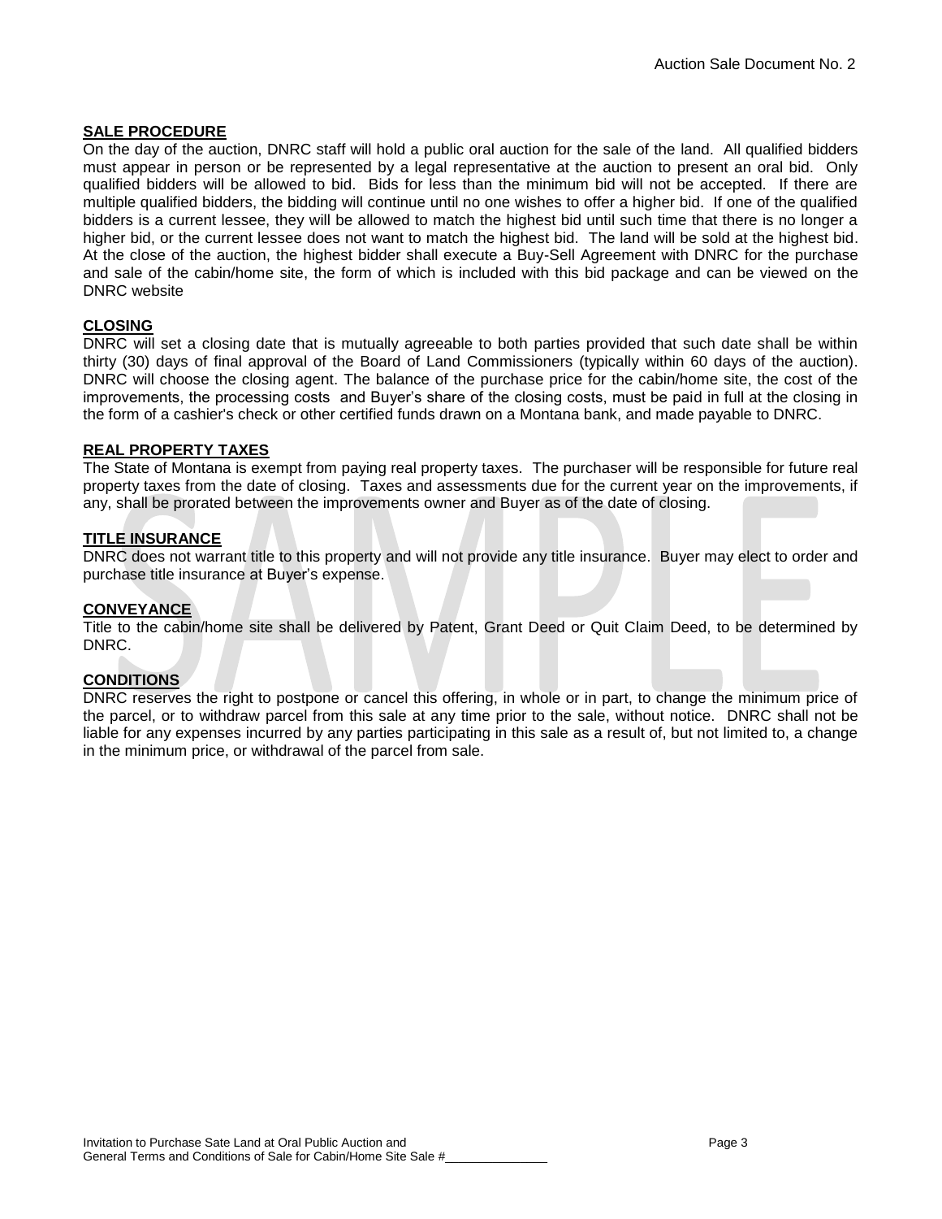## SALE PROCEDURE

On the day of the auction, DNRC staff will hold a public oral auction for the sale of the land. All qualified bidders must appear in person or be represented by a legal representative at the auction to present an oral bid. Only qualified bidders will be allowed to bid. Bids for less than the minimum bid will not be accepted. If there are multiple qualified bidders, the bidding will continue until no one wishes to offer a higher bid. If one of the qualified bidders is a current lessee, they will be allowed to match the highest bid until such time that there is no longer a higher bid, or the current lessee does not want to match the highest bid. The land will be sold at the highest bid. At the close of the auction, the highest bidder shall execute a Buy-Sell Agreement with DNRC for the purchase and sale of the cabin/home site, the form of which is included with this bid package and can be viewed on the DNRC website

## CLOSING

DNRC will set a closing date that is mutually agreeable to both parties provided that such date shall be within thirty (30) days of final approval of the Board of Land Commissioners (typically within 60 days of the auction). DNRC will choose the closing agent. The balance of the purchase price for the cabin/home site, the cost of the improvements, the processing costs and Buyer's share of the closing costs, must be paid in full at the closing in the form of a cashier's check or other certified funds drawn on a Montana bank, and made payable to DNRC.

## REAL PROPERTY TAXES

The State of Montana is exempt from paying real property taxes. The purchaser will be responsible for future real property taxes from the date of closing. Taxes and assessments due for the current year on the improvements, if any, shall be prorated between the improvements owner and Buyer as of the date of closing.

## TITLE INSURANCE

DNRC does not warrant title to this property and will not provide any title insurance. Buyer may elect to order and purchase title insurance at Buyer's expense.

## CONVEYANCE

Title to the cabin/home site shall be delivered by Patent, Grant Deed or Quit Claim Deed, to be determined by DNRC.

## CONDITIONS

DNRC reserves the right to postpone or cancel this offering, in whole or in part, to change the minimum price of the parcel, or to withdraw parcel from this sale at any time prior to the sale, without notice. DNRC shall not be liable for any expenses incurred by any parties participating in this sale as a result of, but not limited to, a change in the minimum price, or withdrawal of the parcel from sale.